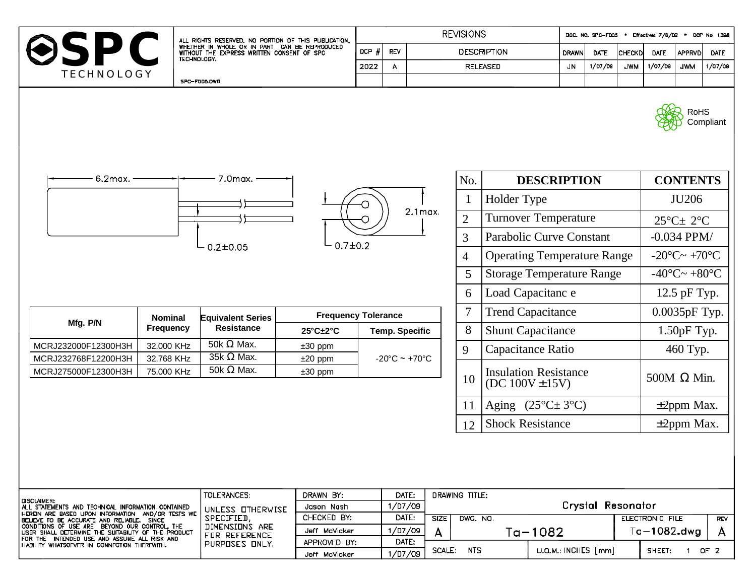**SPC TECHNOLOGY**

ALL RIGHTS RESERVED. NO PORTION OF THIS PUBLICATION, WHETHER IN WHOLE OR IN PART CAN BE REPRODUCED WITHOUT THE EXPRESS WRITTEN CONSENT OF SPC TECHNOLOGY.

SPC-F005.DWG

| REVISIONS | | | | | | | | |
|---|---|---|---|---|---|---|---|---|
| DCP # | REV | DESCRIPTION | DRAWN | DATE | CHECKD | DATE | APPRVD | DATE |
| 2022 | A | RELEASED | JN | 1/07/09 | JWM | 1/07/09 | JWM | 1/07/09 |

DOC. NO. SPC-F005 • Effective: 7/8/02 • DCP No: 1398

RoHS Compliant

6.2max. 7.0max. 0.2±0.05 0.7±0.2 2.1max.

| Mfg. P/N | Nominal Frequency | Equivalent Series Resistance | Frequency Tolerance | |
|---|---|---|---|---|
| | | | 25°C±2°C | Temp. Specific |
| MCRJ232000F12300H3H | 32.000 KHz | 50k Ω Max. | ±30 ppm | -20°C ~ +70°C |
| MCRJ232768F12200H3H | 32.768 KHz | 35k Ω Max. | ±20 ppm | |
| MCRJ275000F12300H3H | 75.000 KHz | 50k Ω Max. | ±30 ppm | |

| No. | DESCRIPTION | CONTENTS |
|---|---|---|
| 1 | Holder Type | JU206 |
| 2 | Turnover Temperature | 25°C± 2°C |
| 3 | Parabolic Curve Constant | -0.034 PPM/ |
| 4 | Operating Temperature Range | -20°C~ +70°C |
| 5 | Storage Temperature Range | -40°C~ +80°C |
| 6 | Load Capacitanc e | 12.5 pF Typ. |
| 7 | Trend Capacitance | 0.0035pF Typ. |
| 8 | Shunt Capacitance | 1.50pF Typ. |
| 9 | Capacitance Ratio | 460 Typ. |
| 10 | Insulation Resistance (DC 100V ±15V) | 500M Ω Min. |
| 11 | Aging (25°C± 3°C) | ±2ppm Max. |
| 12 | Shock Resistance | ±2ppm Max. |

DISCLAIMER:
ALL STATEMENTS AND TECHNICAL INFORMATION CONTAINED HEREIN ARE BASED UPON INFORMATION AND/OR TESTS WE BELIEVE TO BE ACCURATE AND RELIABLE. SINCE CONDITIONS OF USE ARE BEYOND OUR CONTROL, THE USER SHALL DETERMINE THE SUITABILITY OF THE PRODUCT FOR THE INTENDED USE AND ASSUME ALL RISK AND LIABILITY WHATSOEVER IN CONNECTION THEREWITH.

TOLERANCES: UNLESS OTHERWISE SPECIFIED, DIMENSIONS ARE FOR REFERENCE PURPOSES ONLY.

| | DATE: |
|---|---|
| DRAWN BY: Jason Nash | 1/07/09 |
| CHECKED BY: Jeff McVicker | 1/07/09 |
| APPROVED BY: Jeff McVicker | 1/07/09 |

DRAWING TITLE: Crystal Resonator

SIZE: A | DWG. NO. Ta-1082 | ELECTRONIC FILE: Ta-1082.dwg | REV: A

SCALE: NTS | U.O.M.: INCHES [mm] | SHEET: 1 OF 2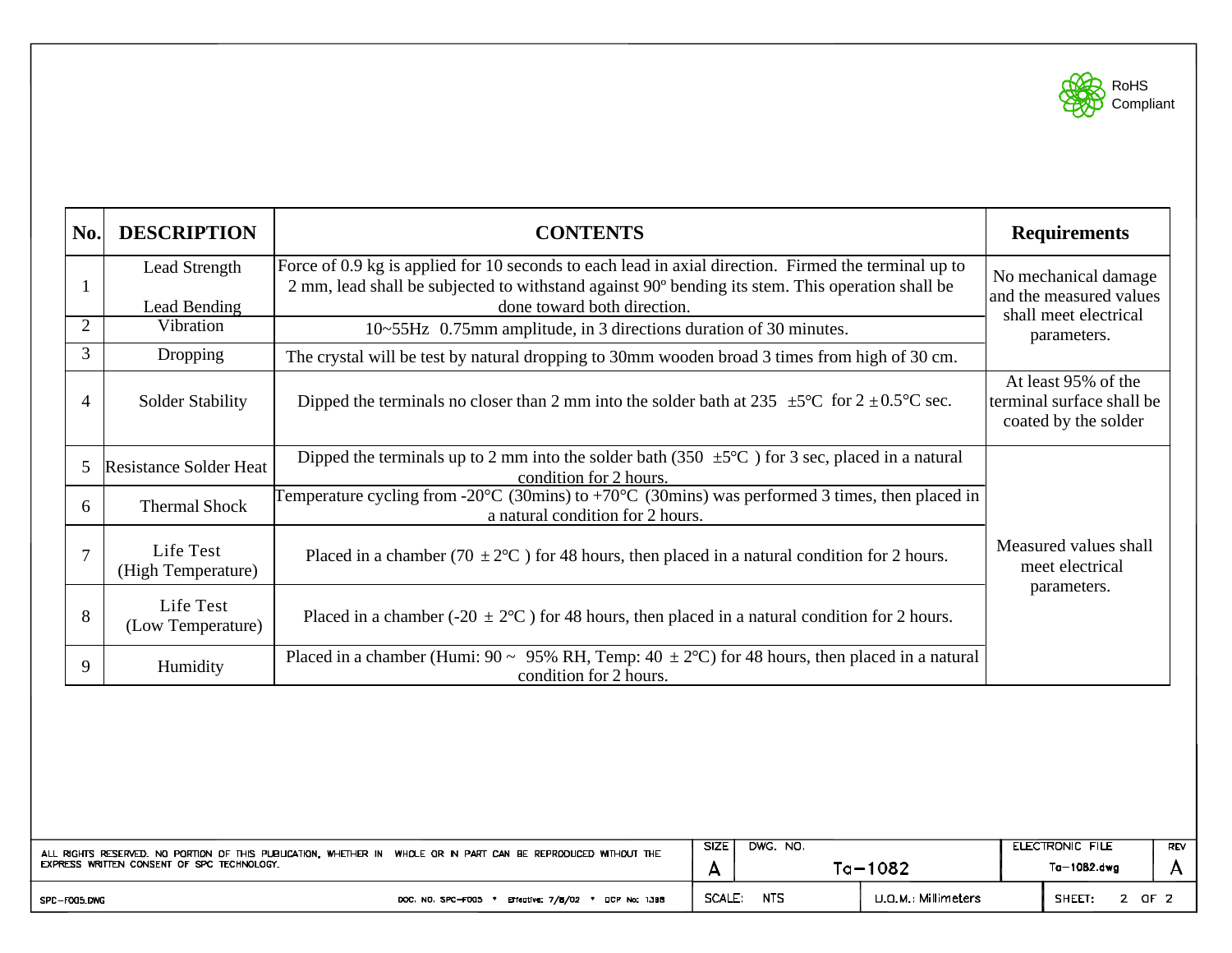RoHS Compliant

| No. | DESCRIPTION | CONTENTS | Requirements |
|---|---|---|---|
| 1 | Lead Strength<br>Lead Bending | Force of 0.9 kg is applied for 10 seconds to each lead in axial direction. Firmed the terminal up to 2 mm, lead shall be subjected to withstand against 90º bending its stem. This operation shall be done toward both direction. | No mechanical damage and the measured values shall meet electrical parameters. |
| 2 | Vibration | 10~55Hz 0.75mm amplitude, in 3 directions duration of 30 minutes. | |
| 3 | Dropping | The crystal will be test by natural dropping to 30mm wooden broad 3 times from high of 30 cm. | |
| 4 | Solder Stability | Dipped the terminals no closer than 2 mm into the solder bath at 235 ±5°C for 2 ± 0.5°C sec. | At least 95% of the terminal surface shall be coated by the solder |
| 5 | Resistance Solder Heat | Dipped the terminals up to 2 mm into the solder bath (350 ±5°C ) for 3 sec, placed in a natural condition for 2 hours. | Measured values shall meet electrical parameters. |
| 6 | Thermal Shock | Temperature cycling from -20°C (30mins) to +70°C (30mins) was performed 3 times, then placed in a natural condition for 2 hours. | |
| 7 | Life Test (High Temperature) | Placed in a chamber (70 ± 2°C ) for 48 hours, then placed in a natural condition for 2 hours. | |
| 8 | Life Test (Low Temperature) | Placed in a chamber (-20 ± 2°C ) for 48 hours, then placed in a natural condition for 2 hours. | |
| 9 | Humidity | Placed in a chamber (Humi: 90 ~ 95% RH, Temp: 40 ± 2°C) for 48 hours, then placed in a natural condition for 2 hours. | |

ALL RIGHTS RESERVED. NO PORTION OF THIS PUBLICATION, WHETHER IN WHOLE OR IN PART CAN BE REPRODUCED WITHOUT THE EXPRESS WRITTEN CONSENT OF SPC TECHNOLOGY.

| SIZE | DWG. NO. | ELECTRONIC FILE | REV |
|---|---|---|---|
| A | Ta-1082 | Ta-1082.dwg | A |
| SCALE: NTS | U.O.M.: Millimeters | SHEET: 2 OF 2 | |

SPC-F005.DWG

DOC. NO. SPC-F005 • Effective: 7/8/02 • DCP No: 1388